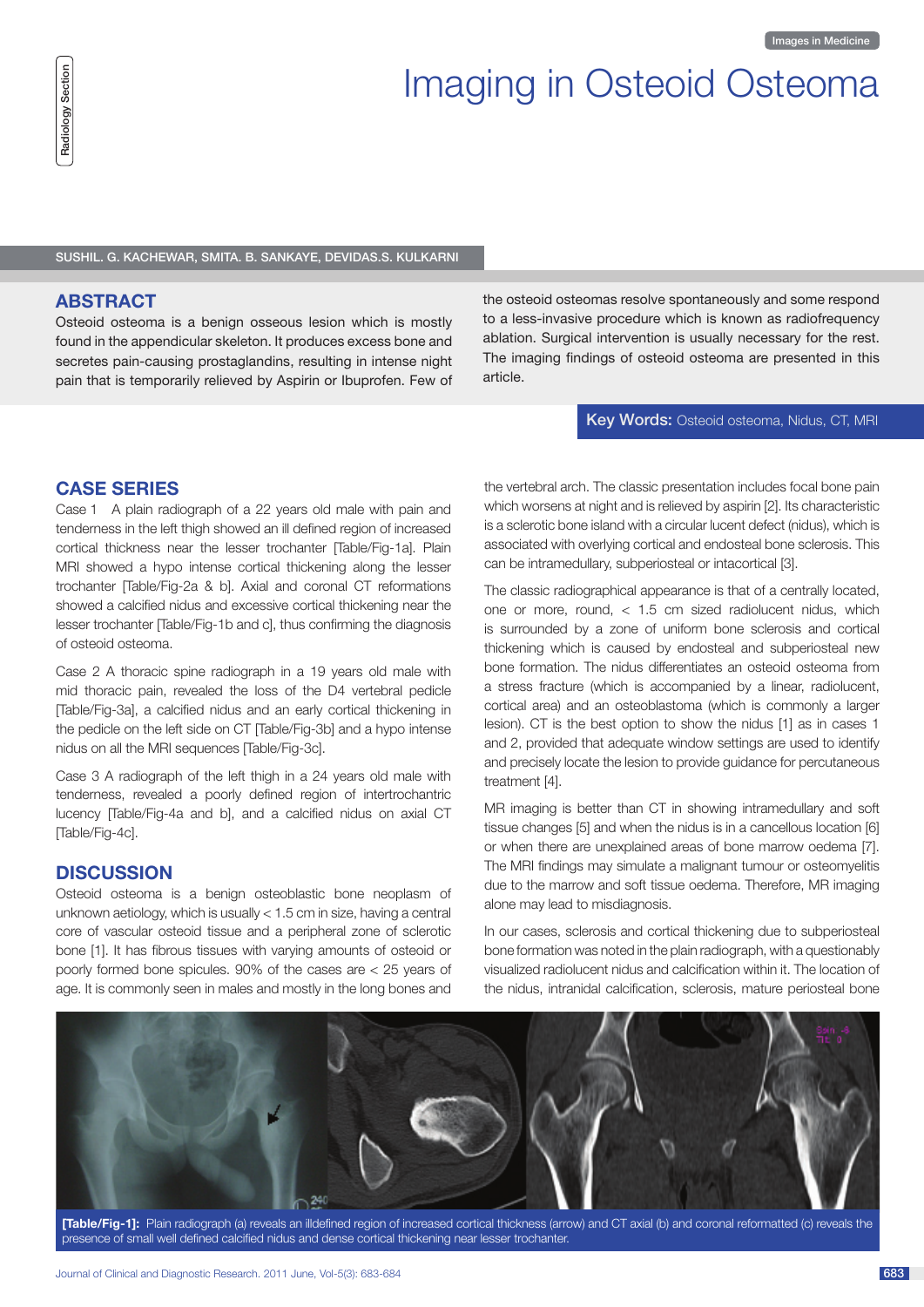Images in Medicine

# Imaging in Osteoid Osteoma

SUSHIL. G. KACHEWAR, SMITA. B. SANKAYE, DEVIDAS.S. KULKARNI

## ABSTRACT

Osteoid osteoma is a benign osseous lesion which is mostly found in the appendicular skeleton. It produces excess bone and secretes pain-causing prostaglandins, resulting in intense night pain that is temporarily relieved by Aspirin or Ibuprofen. Few of the osteoid osteomas resolve spontaneously and some respond to a less-invasive procedure which is known as radiofrequency ablation. Surgical intervention is usually necessary for the rest. The imaging findings of osteoid osteoma are presented in this article.

**Key Words:** Osteoid osteoma, Nidus, CT, MRI

## CASE SERIES

Case 1 A plain radiograph of a 22 years old male with pain and tenderness in the left thigh showed an ill defined region of increased cortical thickness near the lesser trochanter [Table/Fig-1a]. Plain MRI showed a hypo intense cortical thickening along the lesser trochanter [Table/Fig-2a & b]. Axial and coronal CT reformations showed a calcified nidus and excessive cortical thickening near the lesser trochanter [Table/Fig-1b and c], thus confirming the diagnosis of osteoid osteoma.

Case 2 A thoracic spine radiograph in a 19 years old male with mid thoracic pain, revealed the loss of the D4 vertebral pedicle [Table/Fig-3a], a calcified nidus and an early cortical thickening in the pedicle on the left side on CT [Table/Fig-3b] and a hypo intense nidus on all the MRI sequences [Table/Fig-3c].

Case 3 A radiograph of the left thigh in a 24 years old male with tenderness, revealed a poorly defined region of intertrochantric lucency [Table/Fig-4a and b], and a calcified nidus on axial CT [Table/Fig-4c].

## DISCUSSION

Osteoid osteoma is a benign osteoblastic bone neoplasm of unknown aetiology, which is usually < 1.5 cm in size, having a central core of vascular osteoid tissue and a peripheral zone of sclerotic bone [1]. It has fibrous tissues with varying amounts of osteoid or poorly formed bone spicules. 90% of the cases are < 25 years of age. It is commonly seen in males and mostly in the long bones and the vertebral arch. The classic presentation includes focal bone pain which worsens at night and is relieved by aspirin [2]. Its characteristic is a sclerotic bone island with a circular lucent defect (nidus), which is associated with overlying cortical and endosteal bone sclerosis. This can be intramedullary, subperiosteal or intacortical [3].

The classic radiographical appearance is that of a centrally located, one or more, round, < 1.5 cm sized radiolucent nidus, which is surrounded by a zone of uniform bone sclerosis and cortical thickening which is caused by endosteal and subperiosteal new bone formation. The nidus differentiates an osteoid osteoma from a stress fracture (which is accompanied by a linear, radiolucent, cortical area) and an osteoblastoma (which is commonly a larger lesion). CT is the best option to show the nidus [1] as in cases 1 and 2, provided that adequate window settings are used to identify and precisely locate the lesion to provide guidance for percutaneous treatment [4].

MR imaging is better than CT in showing intramedullary and soft tissue changes [5] and when the nidus is in a cancellous location [6] or when there are unexplained areas of bone marrow oedema [7]. The MRI findings may simulate a malignant tumour or osteomyelitis due to the marrow and soft tissue oedema. Therefore, MR imaging alone may lead to misdiagnosis.

In our cases, sclerosis and cortical thickening due to subperiosteal bone formation was noted in the plain radiograph, with a questionably visualized radiolucent nidus and calcification within it. The location of the nidus, intranidal calcification, sclerosis, mature periosteal bone

**[Table/Fig-1]:** Plain radiograph (a) reveals an illdefined region of increased cortical thickness (arrow) and CT axial (b) and coronal reformatted (c) reveals the presence of small well defined calcified nidus and dense cortical thickening near lesser trochanter.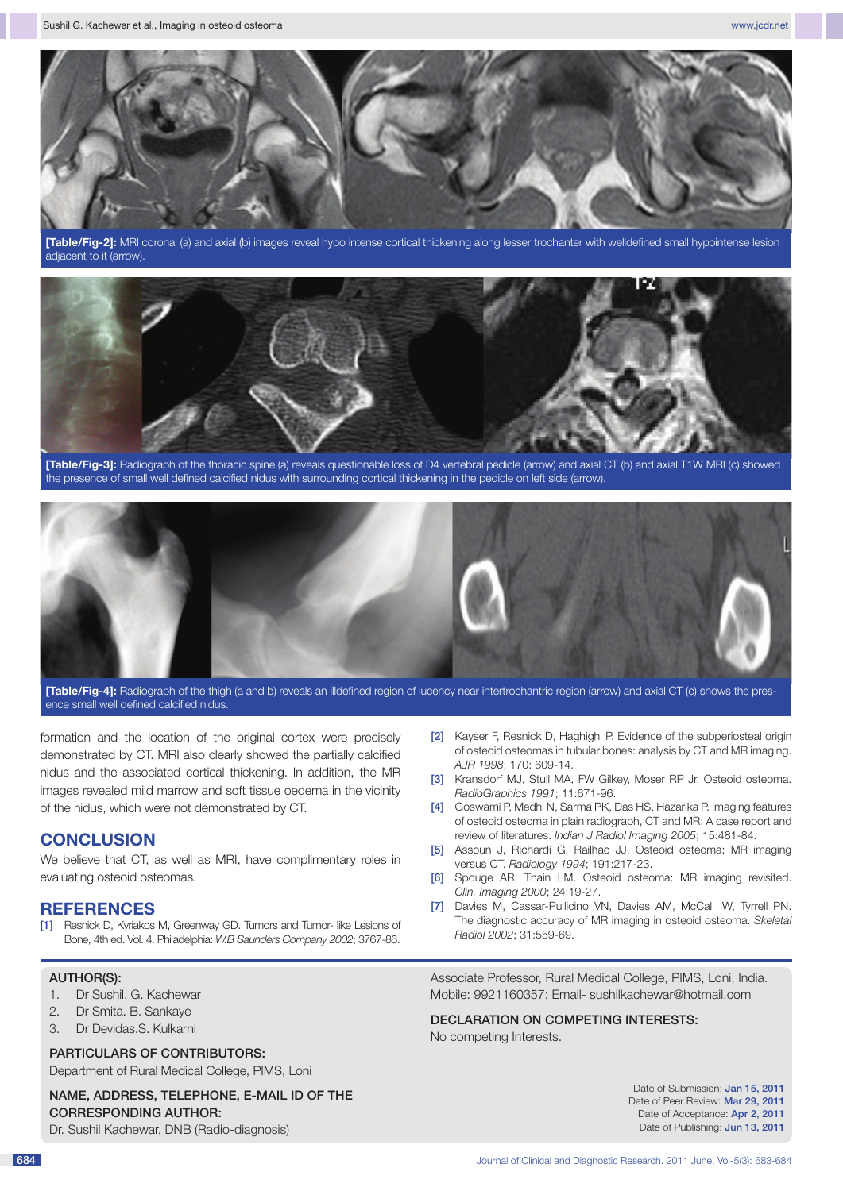[Table/Fig-2]: MRI coronal (a) and axial (b) images reveal hypo intense cortical thickening along lesser trochanter with welldefined small hypointense lesion adjacent to it (arrow).

[Table/Fig-3]: Radiograph of the thoracic spine (a) reveals questionable loss of D4 vertebral pedicle (arrow) and axial CT (b) and axial T1W MRI (c) showed the presence of small well defined calcified nidus with surrounding cortical thickening in the pedicle on left side (arrow).

[Table/Fig-4]: Radiograph of the thigh (a and b) reveals an illdefined region of lucency near intertrochantric region (arrow) and axial CT (c) shows the presence small well defined calcified nidus.

formation and the location of the original cortex were precisely demonstrated by CT. MRI also clearly showed the partially calcified nidus and the associated cortical thickening. In addition, the MR images revealed mild marrow and soft tissue oedema in the vicinity of the nidus, which were not demonstrated by CT.

## CONCLUSION

We believe that CT, as well as MRI, have complimentary roles in evaluating osteoid osteomas.

## REFERENCES

[1] Resnick D, Kyriakos M, Greenway GD. Tumors and Tumor- like Lesions of Bone, 4th ed. Vol. 4. Philadelphia: *W.B Saunders Company 2002*; 3767-86.

[2] Kayser F, Resnick D, Haghighi P. Evidence of the subperiosteal origin of osteoid osteomas in tubular bones: analysis by CT and MR imaging. *AJR 1998*; 170: 609-14.

[3] Kransdorf MJ, Stull MA, FW Gilkey, Moser RP Jr. Osteoid osteoma. *RadioGraphics 1991*; 11:671-96.

[4] Goswami P, Medhi N, Sarma PK, Das HS, Hazarika P. Imaging features of osteoid osteoma in plain radiograph, CT and MR: A case report and review of literatures. *Indian J Radiol Imaging 2005*; 15:481-84.

[5] Assoun J, Richardi G, Railhac JJ. Osteoid osteoma: MR imaging versus CT. *Radiology 1994*; 191:217-23.

[6] Spouge AR, Thain LM. Osteoid osteoma: MR imaging revisited. *Clin. Imaging 2000*; 24:19-27.

[7] Davies M, Cassar-Pullicino VN, Davies AM, McCall IW, Tyrrell PN. The diagnostic accuracy of MR imaging in osteoid osteoma. *Skeletal Radiol 2002*; 31:559-69.

**AUTHOR(S):**

1. Dr Sushil. G. Kachewar
2. Dr Smita. B. Sankaye
3. Dr Devidas.S. Kulkarni

**PARTICULARS OF CONTRIBUTORS:**

Department of Rural Medical College, PIMS, Loni

**NAME, ADDRESS, TELEPHONE, E-MAIL ID OF THE CORRESPONDING AUTHOR:**

Dr. Sushil Kachewar, DNB (Radio-diagnosis)
Associate Professor, Rural Medical College, PIMS, Loni, India.
Mobile: 9921160357; Email- sushilkachewar@hotmail.com

**DECLARATION ON COMPETING INTERESTS:**

No competing Interests.

Date of Submission: Jan 15, 2011
Date of Peer Review: Mar 29, 2011
Date of Acceptance: Apr 2, 2011
Date of Publishing: Jun 13, 2011